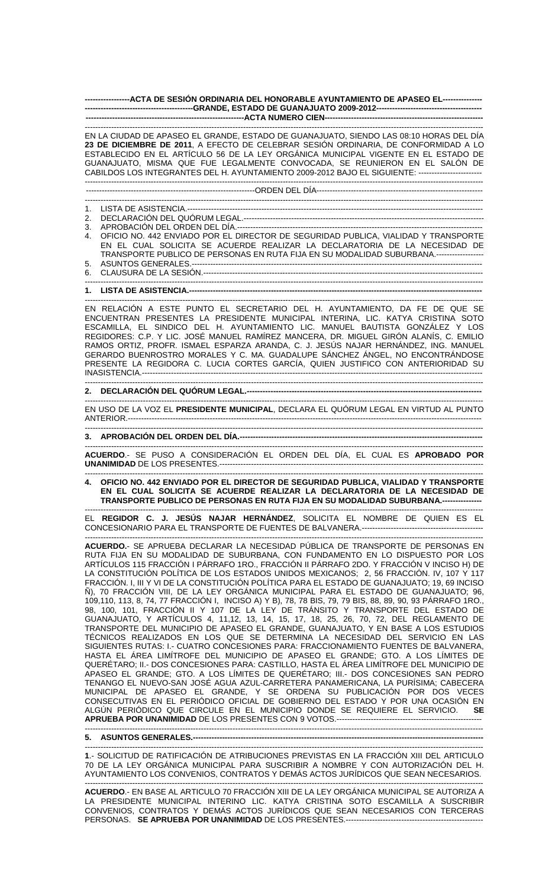**ACTA DE SESIÓN ORDINARIA DEL HONORABLE AYUNTAMIENTO DE APASEO EL GRANDE, ESTADO DE GUANAJUATO 2009-2012**

**ACTA NUMERO CIEN**

EN LA CIUDAD DE APASEO EL GRANDE, ESTADO DE GUANAJUATO, SIENDO LAS 08:10 HORAS DEL DÍA **23 DE DICIEMBRE DE 2011**, A EFECTO DE CELEBRAR SESIÓN ORDINARIA, DE CONFORMIDAD A LO ESTABLECIDO EN EL ARTÍCULO 56 DE LA LEY ORGÁNICA MUNICIPAL VIGENTE EN EL ESTADO DE GUANAJUATO, MISMA QUE FUE LEGALMENTE CONVOCADA, SE REUNIERON EN EL SALÓN DE CABILDOS LOS INTEGRANTES DEL H. AYUNTAMIENTO 2009-2012 BAJO EL SIGUIENTE:

ORDEN DEL DÍA

1. LISTA DE ASISTENCIA.
2. DECLARACIÓN DEL QUÓRUM LEGAL.
3. APROBACIÓN DEL ORDEN DEL DÍA.
4. OFICIO NO. 442 ENVIADO POR EL DIRECTOR DE SEGURIDAD PUBLICA, VIALIDAD Y TRANSPORTE EN EL CUAL SOLICITA SE ACUERDE REALIZAR LA DECLARATORIA DE LA NECESIDAD DE TRANSPORTE PUBLICO DE PERSONAS EN RUTA FIJA EN SU MODALIDAD SUBURBANA.
5. ASUNTOS GENERALES.
6. CLAUSURA DE LA SESIÓN.

**1. LISTA DE ASISTENCIA.**

EN RELACIÓN A ESTE PUNTO EL SECRETARIO DEL H. AYUNTAMIENTO, DA FE DE QUE SE ENCUENTRAN PRESENTES LA PRESIDENTE MUNICIPAL INTERINA, LIC. KATYA CRISTINA SOTO ESCAMILLA, EL SINDICO DEL H. AYUNTAMIENTO LIC. MANUEL BAUTISTA GONZÁLEZ Y LOS REGIDORES: C.P. Y LIC. JOSÉ MANUEL RAMÍREZ MANCERA, DR. MIGUEL GIRÓN ALANÍS, C. EMILIO RAMOS ORTIZ, PROFR. ISMAEL ESPARZA ARANDA, C. J. JESÚS NAJAR HERNÁNDEZ, ING. MANUEL GERARDO BUENROSTRO MORALES Y C. MA. GUADALUPE SÁNCHEZ ÁNGEL, NO ENCONTRÁNDOSE PRESENTE LA REGIDORA C. LUCIA CORTES GARCÍA, QUIEN JUSTIFICO CON ANTERIORIDAD SU INASISTENCIA.

**2. DECLARACIÓN DEL QUÓRUM LEGAL.**

EN USO DE LA VOZ EL **PRESIDENTE MUNICIPAL**, DECLARA EL QUÓRUM LEGAL EN VIRTUD AL PUNTO ANTERIOR.

**3. APROBACIÓN DEL ORDEN DEL DÍA.**

**ACUERDO**.- SE PUSO A CONSIDERACIÓN EL ORDEN DEL DÍA, EL CUAL ES **APROBADO POR UNANIMIDAD** DE LOS PRESENTES.

**4. OFICIO NO. 442 ENVIADO POR EL DIRECTOR DE SEGURIDAD PUBLICA, VIALIDAD Y TRANSPORTE EN EL CUAL SOLICITA SE ACUERDE REALIZAR LA DECLARATORIA DE LA NECESIDAD DE TRANSPORTE PUBLICO DE PERSONAS EN RUTA FIJA EN SU MODALIDAD SUBURBANA.**

EL **REGIDOR C. J. JESÚS NAJAR HERNÁNDEZ**, SOLICITA EL NOMBRE DE QUIEN ES EL CONCESIONARIO PARA EL TRANSPORTE DE FUENTES DE BALVANERA.

**ACUERDO.**- SE APRUEBA DECLARAR LA NECESIDAD PÚBLICA DE TRANSPORTE DE PERSONAS EN RUTA FIJA EN SU MODALIDAD DE SUBURBANA, CON FUNDAMENTO EN LO DISPUESTO POR LOS ARTÍCULOS 115 FRACCIÓN I PÁRRAFO 1RO., FRACCIÓN II PÁRRAFO 2DO. Y FRACCIÓN V INCISO H) DE LA CONSTITUCIÓN POLÍTICA DE LOS ESTADOS UNIDOS MEXICANOS; 2, 56 FRACCIÓN. IV, 107 Y 117 FRACCIÓN. I, III Y VI DE LA CONSTITUCIÓN POLÍTICA PARA EL ESTADO DE GUANAJUATO; 19, 69 INCISO Ñ), 70 FRACCIÓN VIII, DE LA LEY ORGÁNICA MUNICIPAL PARA EL ESTADO DE GUANAJUATO; 96, 109,110, 113, 8, 74, 77 FRACCIÓN I, INCISO A) Y B), 78, 78 BIS, 79, 79 BIS, 88, 89, 90, 93 PÁRRAFO 1RO., 98, 100, 101, FRACCIÓN II Y 107 DE LA LEY DE TRÁNSITO Y TRANSPORTE DEL ESTADO DE GUANAJUATO, Y ARTÍCULOS 4, 11,12, 13, 14, 15, 17, 18, 25, 26, 70, 72, DEL REGLAMENTO DE TRANSPORTE DEL MUNICIPIO DE APASEO EL GRANDE, GUANAJUATO, Y EN BASE A LOS ESTUDIOS TÉCNICOS REALIZADOS EN LOS QUE SE DETERMINA LA NECESIDAD DEL SERVICIO EN LAS SIGUIENTES RUTAS: I.- CUATRO CONCESIONES PARA: FRACCIONAMIENTO FUENTES DE BALVANERA, HASTA EL ÁREA LIMÍTROFE DEL MUNICIPIO DE APASEO EL GRANDE; GTO. A LOS LÍMITES DE QUERÉTARO; II.- DOS CONCESIONES PARA: CASTILLO, HASTA EL ÁREA LIMÍTROFE DEL MUNICIPIO DE APASEO EL GRANDE; GTO. A LOS LÍMITES DE QUERÉTARO; III.- DOS CONCESIONES SAN PEDRO TENANGO EL NUEVO-SAN JOSÉ AGUA AZUL-CARRETERA PANAMERICANA, LA PURÍSIMA; CABECERA MUNICIPAL DE APASEO EL GRANDE, Y SE ORDENA SU PUBLICACIÓN POR DOS VECES CONSECUTIVAS EN EL PERIÓDICO OFICIAL DE GOBIERNO DEL ESTADO Y POR UNA OCASIÓN EN ALGÚN PERIÓDICO QUE CIRCULE EN EL MUNICIPIO DONDE SE REQUIERE EL SERVICIO. **SE APRUEBA POR UNANIMIDAD** DE LOS PRESENTES CON 9 VOTOS.

**5. ASUNTOS GENERALES.**

**1**.- SOLICITUD DE RATIFICACIÓN DE ATRIBUCIONES PREVISTAS EN LA FRACCIÓN XIII DEL ARTICULO 70 DE LA LEY ORGÁNICA MUNICIPAL PARA SUSCRIBIR A NOMBRE Y CON AUTORIZACIÓN DEL H. AYUNTAMIENTO LOS CONVENIOS, CONTRATOS Y DEMÁS ACTOS JURÍDICOS QUE SEAN NECESARIOS.

**ACUERDO**.- EN BASE AL ARTICULO 70 FRACCIÓN XIII DE LA LEY ORGÁNICA MUNICIPAL SE AUTORIZA A LA PRESIDENTE MUNICIPAL INTERINO LIC. KATYA CRISTINA SOTO ESCAMILLA A SUSCRIBIR CONVENIOS, CONTRATOS Y DEMÁS ACTOS JURÍDICOS QUE SEAN NECESARIOS CON TERCERAS PERSONAS. **SE APRUEBA POR UNANIMIDAD** DE LOS PRESENTES.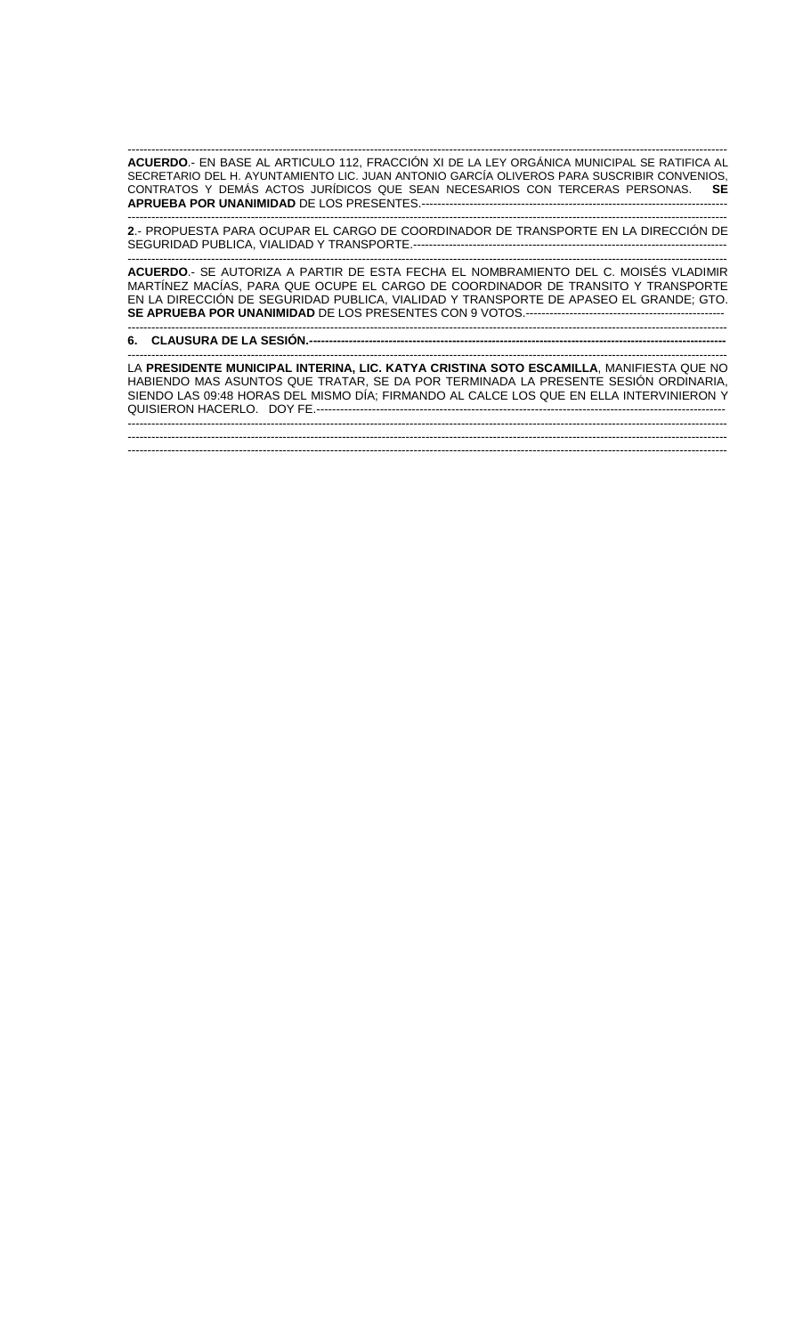-----------------------------------------------------------------------------------------------------------------------------------------------

**ACUERDO**.- EN BASE AL ARTICULO 112, FRACCIÓN XI DE LA LEY ORGÁNICA MUNICIPAL SE RATIFICA AL SECRETARIO DEL H. AYUNTAMIENTO LIC. JUAN ANTONIO GARCÍA OLIVEROS PARA SUSCRIBIR CONVENIOS, CONTRATOS Y DEMÁS ACTOS JURÍDICOS QUE SEAN NECESARIOS CON TERCERAS PERSONAS. **SE APRUEBA POR UNANIMIDAD** DE LOS PRESENTES.---------------------------------------------------------------------------

-----------------------------------------------------------------------------------------------------------------------------------------------

**2**.- PROPUESTA PARA OCUPAR EL CARGO DE COORDINADOR DE TRANSPORTE EN LA DIRECCIÓN DE SEGURIDAD PUBLICA, VIALIDAD Y TRANSPORTE.--------------------------------------------------------------------------------

-----------------------------------------------------------------------------------------------------------------------------------------------

**ACUERDO**.- SE AUTORIZA A PARTIR DE ESTA FECHA EL NOMBRAMIENTO DEL C. MOISÉS VLADIMIR MARTÍNEZ MACÍAS, PARA QUE OCUPE EL CARGO DE COORDINADOR DE TRANSITO Y TRANSPORTE EN LA DIRECCIÓN DE SEGURIDAD PUBLICA, VIALIDAD Y TRANSPORTE DE APASEO EL GRANDE; GTO. **SE APRUEBA POR UNANIMIDAD** DE LOS PRESENTES CON 9 VOTOS.-------------------------------------------------

-----------------------------------------------------------------------------------------------------------------------------------------------

**6. CLAUSURA DE LA SESIÓN.----------------------------------------------------------------------------------------------------**

-----------------------------------------------------------------------------------------------------------------------------------------------

LA **PRESIDENTE MUNICIPAL INTERINA, LIC. KATYA CRISTINA SOTO ESCAMILLA**, MANIFIESTA QUE NO HABIENDO MAS ASUNTOS QUE TRATAR, SE DA POR TERMINADA LA PRESENTE SESIÓN ORDINARIA, SIENDO LAS 09:48 HORAS DEL MISMO DÍA; FIRMANDO AL CALCE LOS QUE EN ELLA INTERVINIERON Y QUISIERON HACERLO. DOY FE.-------------------------------------------------------------------------------------------------

-----------------------------------------------------------------------------------------------------------------------------------------------

-----------------------------------------------------------------------------------------------------------------------------------------------

-----------------------------------------------------------------------------------------------------------------------------------------------